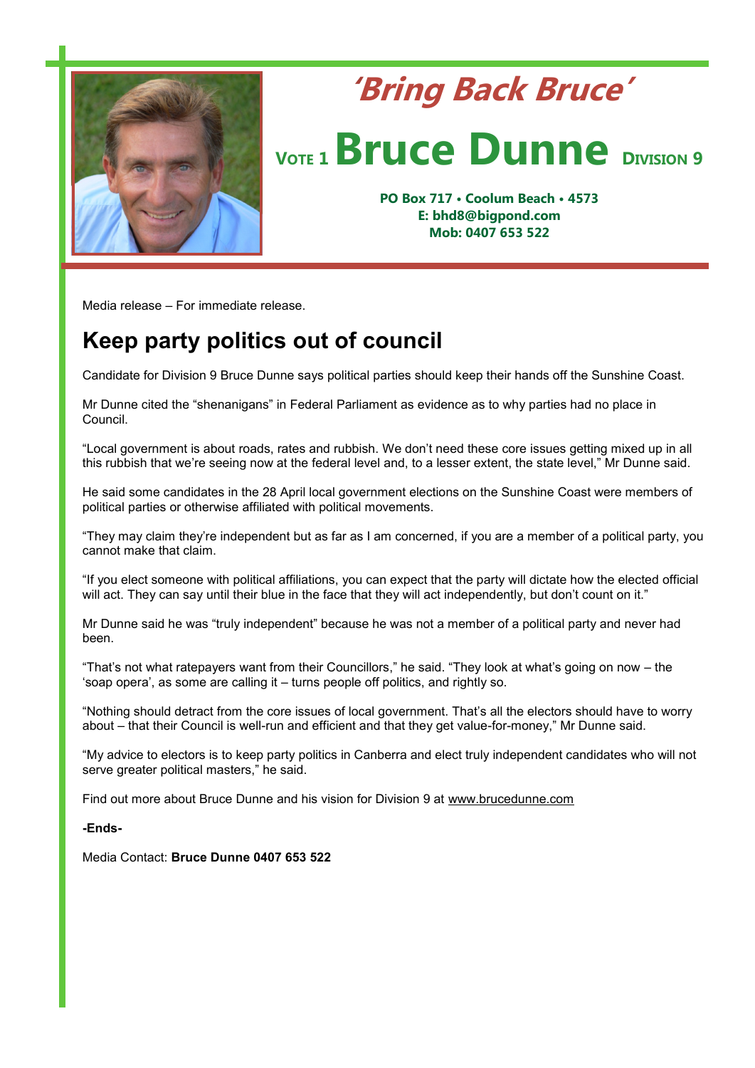*'Bring Back Bruce'*

VOTE 1 **Bruce Dunne** DIVISION 9

**PO Box 717 • Coolum Beach • 4573**
**E: bhd8@bigpond.com**
**Mob: 0407 653 522**

Media release – For immediate release.

# Keep party politics out of council

Candidate for Division 9 Bruce Dunne says political parties should keep their hands off the Sunshine Coast.

Mr Dunne cited the "shenanigans" in Federal Parliament as evidence as to why parties had no place in Council.

"Local government is about roads, rates and rubbish. We don't need these core issues getting mixed up in all this rubbish that we're seeing now at the federal level and, to a lesser extent, the state level," Mr Dunne said.

He said some candidates in the 28 April local government elections on the Sunshine Coast were members of political parties or otherwise affiliated with political movements.

"They may claim they're independent but as far as I am concerned, if you are a member of a political party, you cannot make that claim.

"If you elect someone with political affiliations, you can expect that the party will dictate how the elected official will act. They can say until their blue in the face that they will act independently, but don't count on it."

Mr Dunne said he was "truly independent" because he was not a member of a political party and never had been.

"That's not what ratepayers want from their Councillors," he said. "They look at what's going on now – the 'soap opera', as some are calling it – turns people off politics, and rightly so.

"Nothing should detract from the core issues of local government. That's all the electors should have to worry about – that their Council is well-run and efficient and that they get value-for-money," Mr Dunne said.

"My advice to electors is to keep party politics in Canberra and elect truly independent candidates who will not serve greater political masters," he said.

Find out more about Bruce Dunne and his vision for Division 9 at www.brucedunne.com

**-Ends-**

Media Contact: **Bruce Dunne 0407 653 522**